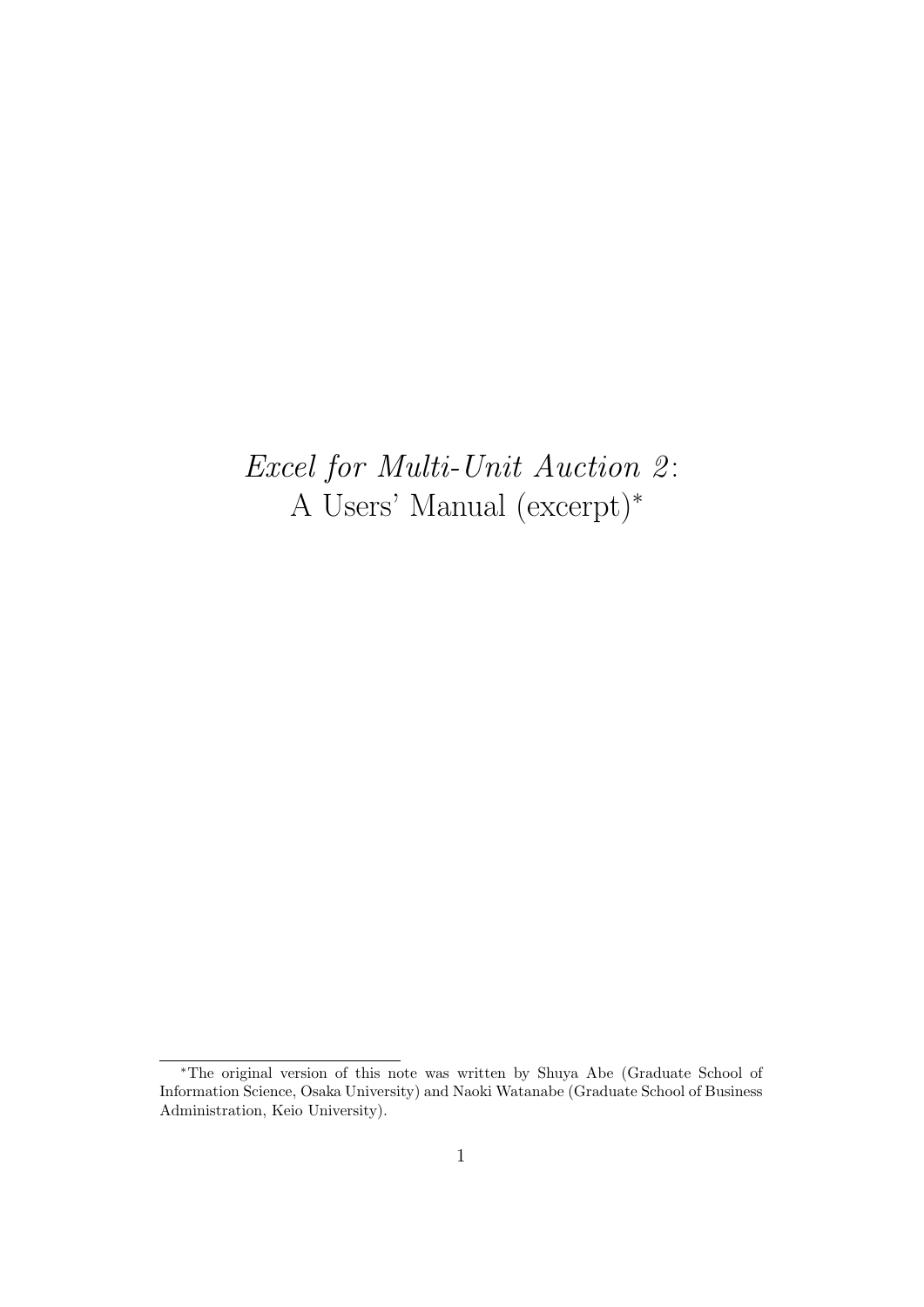# *Excel for Multi-Unit Auction 2*: A Users' Manual (excerpt)*

---

*The original version of this note was written by Shuya Abe (Graduate School of Information Science, Osaka University) and Naoki Watanabe (Graduate School of Business Administration, Keio University).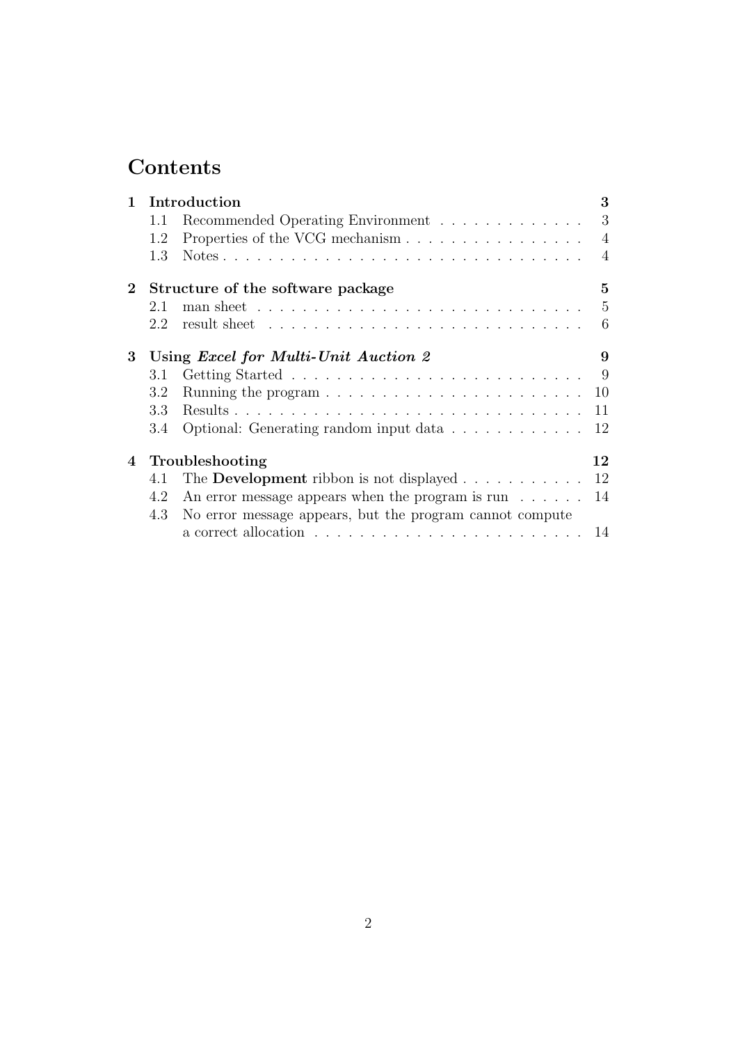# Contents

- **1 Introduction** — 3
  - 1.1 Recommended Operating Environment — 3
  - 1.2 Properties of the VCG mechanism — 4
  - 1.3 Notes — 4
- **2 Structure of the software package** — 5
  - 2.1 man sheet — 5
  - 2.2 result sheet — 6
- **3 Using *Excel for Multi-Unit Auction 2*** — 9
  - 3.1 Getting Started — 9
  - 3.2 Running the program — 10
  - 3.3 Results — 11
  - 3.4 Optional: Generating random input data — 12
- **4 Troubleshooting** — 12
  - 4.1 The **Development** ribbon is not displayed — 12
  - 4.2 An error message appears when the program is run — 14
  - 4.3 No error message appears, but the program cannot compute a correct allocation — 14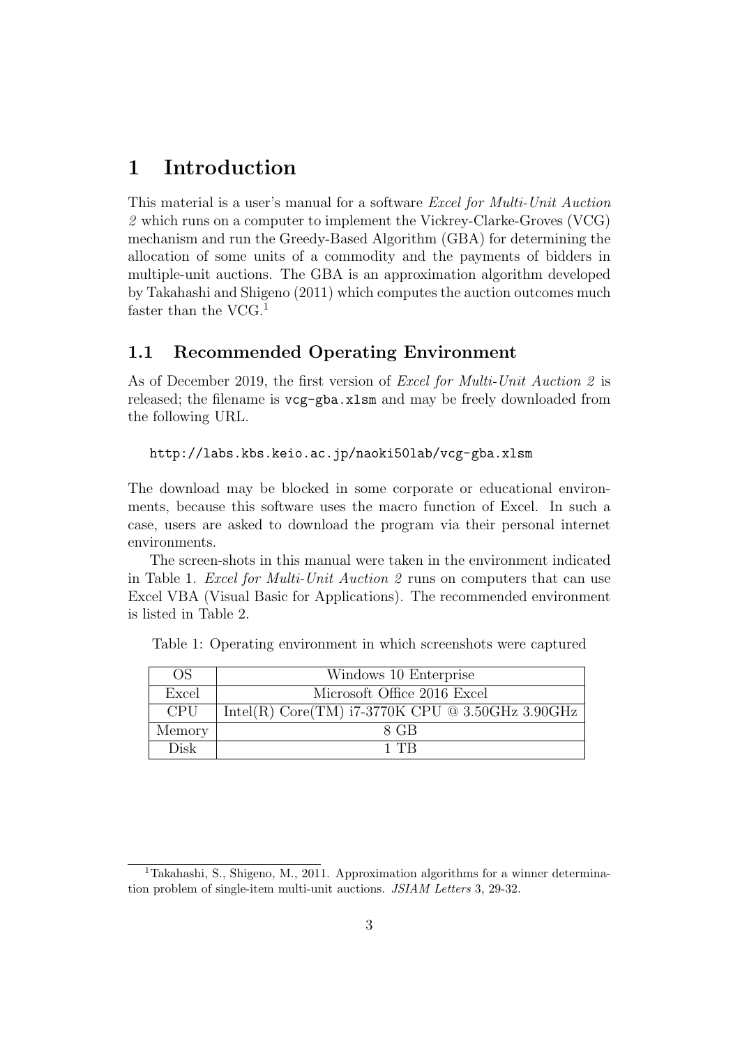# 1 Introduction

This material is a user's manual for a software *Excel for Multi-Unit Auction 2* which runs on a computer to implement the Vickrey-Clarke-Groves (VCG) mechanism and run the Greedy-Based Algorithm (GBA) for determining the allocation of some units of a commodity and the payments of bidders in multiple-unit auctions. The GBA is an approximation algorithm developed by Takahashi and Shigeno (2011) which computes the auction outcomes much faster than the VCG.[1]

## 1.1 Recommended Operating Environment

As of December 2019, the first version of *Excel for Multi-Unit Auction 2* is released; the filename is `vcg-gba.xlsm` and may be freely downloaded from the following URL.

```
http://labs.kbs.keio.ac.jp/naoki50lab/vcg-gba.xlsm
```

The download may be blocked in some corporate or educational environments, because this software uses the macro function of Excel. In such a case, users are asked to download the program via their personal internet environments.

The screen-shots in this manual were taken in the environment indicated in Table 1. *Excel for Multi-Unit Auction 2* runs on computers that can use Excel VBA (Visual Basic for Applications). The recommended environment is listed in Table 2.

Table 1: Operating environment in which screenshots were captured

| OS | Windows 10 Enterprise |
|---|---|
| Excel | Microsoft Office 2016 Excel |
| CPU | Intel(R) Core(TM) i7-3770K CPU @ 3.50GHz 3.90GHz |
| Memory | 8 GB |
| Disk | 1 TB |

[1] Takahashi, S., Shigeno, M., 2011. Approximation algorithms for a winner determination problem of single-item multi-unit auctions. *JSIAM Letters* 3, 29-32.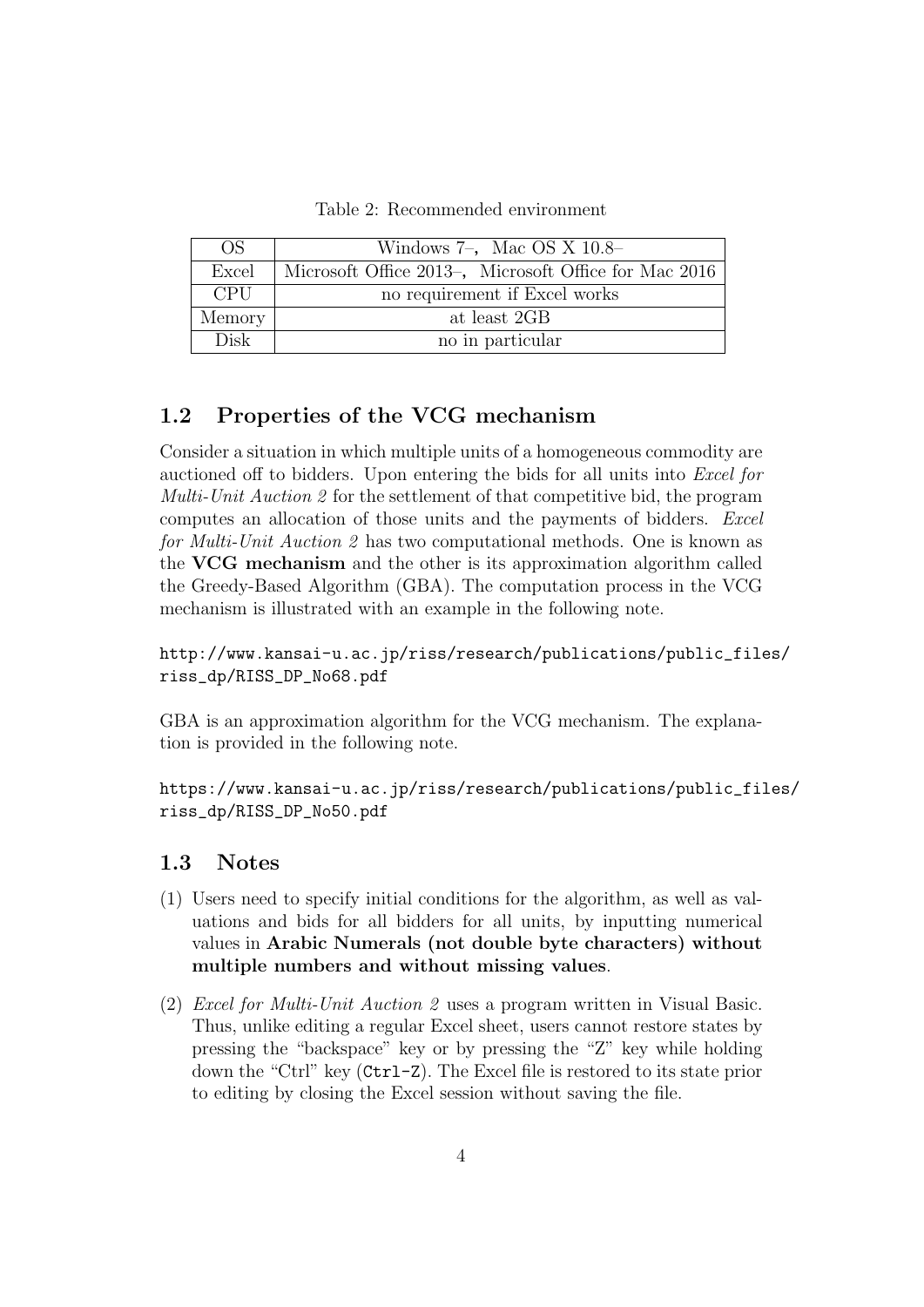Table 2: Recommended environment

| OS | Windows 7–, Mac OS X 10.8– |
|---|---|
| Excel | Microsoft Office 2013–, Microsoft Office for Mac 2016 |
| CPU | no requirement if Excel works |
| Memory | at least 2GB |
| Disk | no in particular |

## 1.2 Properties of the VCG mechanism

Consider a situation in which multiple units of a homogeneous commodity are auctioned off to bidders. Upon entering the bids for all units into *Excel for Multi-Unit Auction 2* for the settlement of that competitive bid, the program computes an allocation of those units and the payments of bidders. *Excel for Multi-Unit Auction 2* has two computational methods. One is known as the **VCG mechanism** and the other is its approximation algorithm called the Greedy-Based Algorithm (GBA). The computation process in the VCG mechanism is illustrated with an example in the following note.

http://www.kansai-u.ac.jp/riss/research/publications/public_files/riss_dp/RISS_DP_No68.pdf

GBA is an approximation algorithm for the VCG mechanism. The explanation is provided in the following note.

https://www.kansai-u.ac.jp/riss/research/publications/public_files/riss_dp/RISS_DP_No50.pdf

## 1.3 Notes

(1) Users need to specify initial conditions for the algorithm, as well as valuations and bids for all bidders for all units, by inputting numerical values in **Arabic Numerals (not double byte characters) without multiple numbers and without missing values**.

(2) *Excel for Multi-Unit Auction 2* uses a program written in Visual Basic. Thus, unlike editing a regular Excel sheet, users cannot restore states by pressing the "backspace" key or by pressing the "Z" key while holding down the "Ctrl" key (`Ctrl-Z`). The Excel file is restored to its state prior to editing by closing the Excel session without saving the file.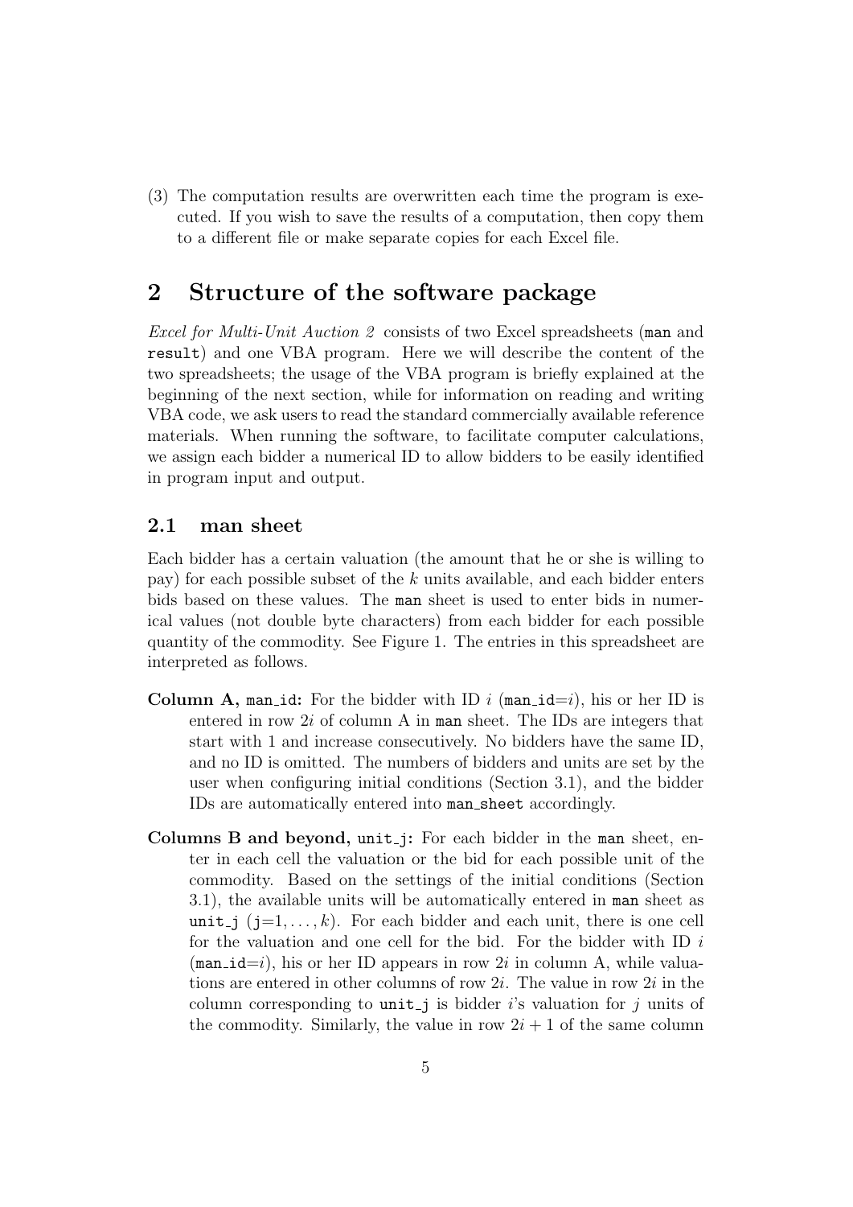(3) The computation results are overwritten each time the program is executed. If you wish to save the results of a computation, then copy them to a different file or make separate copies for each Excel file.

## 2 Structure of the software package

*Excel for Multi-Unit Auction 2* consists of two Excel spreadsheets (`man` and `result`) and one VBA program. Here we will describe the content of the two spreadsheets; the usage of the VBA program is briefly explained at the beginning of the next section, while for information on reading and writing VBA code, we ask users to read the standard commercially available reference materials. When running the software, to facilitate computer calculations, we assign each bidder a numerical ID to allow bidders to be easily identified in program input and output.

### 2.1 man sheet

Each bidder has a certain valuation (the amount that he or she is willing to pay) for each possible subset of the $k$ units available, and each bidder enters bids based on these values. The `man` sheet is used to enter bids in numerical values (not double byte characters) from each bidder for each possible quantity of the commodity. See Figure 1. The entries in this spreadsheet are interpreted as follows.

**Column A, `man_id`:** For the bidder with ID $i$ (`man_id`=$i$), his or her ID is entered in row $2i$ of column A in `man` sheet. The IDs are integers that start with 1 and increase consecutively. No bidders have the same ID, and no ID is omitted. The numbers of bidders and units are set by the user when configuring initial conditions (Section 3.1), and the bidder IDs are automatically entered into `man_sheet` accordingly.

**Columns B and beyond, `unit_j`:** For each bidder in the `man` sheet, enter in each cell the valuation or the bid for each possible unit of the commodity. Based on the settings of the initial conditions (Section 3.1), the available units will be automatically entered in `man` sheet as `unit_j` (`j`=1, ..., $k$). For each bidder and each unit, there is one cell for the valuation and one cell for the bid. For the bidder with ID $i$ (`man_id`=$i$), his or her ID appears in row $2i$ in column A, while valuations are entered in other columns of row $2i$. The value in row $2i$ in the column corresponding to `unit_j` is bidder $i$'s valuation for $j$ units of the commodity. Similarly, the value in row $2i+1$ of the same column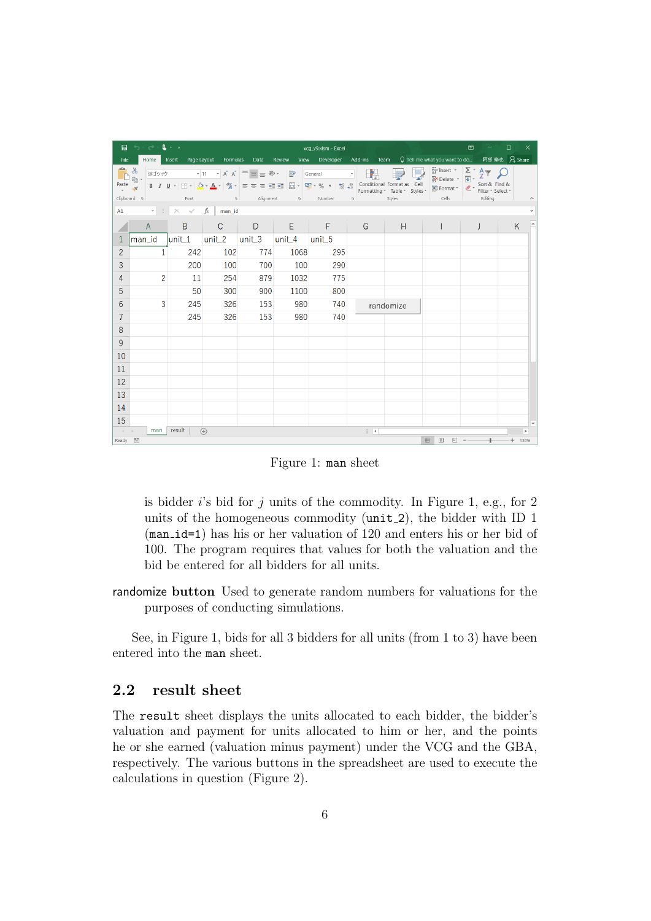| man_id | unit_1 | unit_2 | unit_3 | unit_4 | unit_5 |
|---|---|---|---|---|---|
| 1 | 242 | 102 | 774 | 1068 | 295 |
| | 200 | 100 | 700 | 100 | 290 |
| 2 | 11 | 254 | 879 | 1032 | 775 |
| | 50 | 300 | 900 | 1100 | 800 |
| 3 | 245 | 326 | 153 | 980 | 740 |
| | 245 | 326 | 153 | 980 | 740 |

Figure 1: `man` sheet

is bidder $i$'s bid for $j$ units of the commodity. In Figure 1, e.g., for 2 units of the homogeneous commodity (`unit_2`), the bidder with ID 1 (`man_id=1`) has his or her valuation of 120 and enters his or her bid of 100. The program requires that values for both the valuation and the bid be entered for all bidders for all units.

**randomize button** Used to generate random numbers for valuations for the purposes of conducting simulations.

See, in Figure 1, bids for all 3 bidders for all units (from 1 to 3) have been entered into the `man` sheet.

## 2.2 result sheet

The `result` sheet displays the units allocated to each bidder, the bidder's valuation and payment for units allocated to him or her, and the points he or she earned (valuation minus payment) under the VCG and the GBA, respectively. The various buttons in the spreadsheet are used to execute the calculations in question (Figure 2).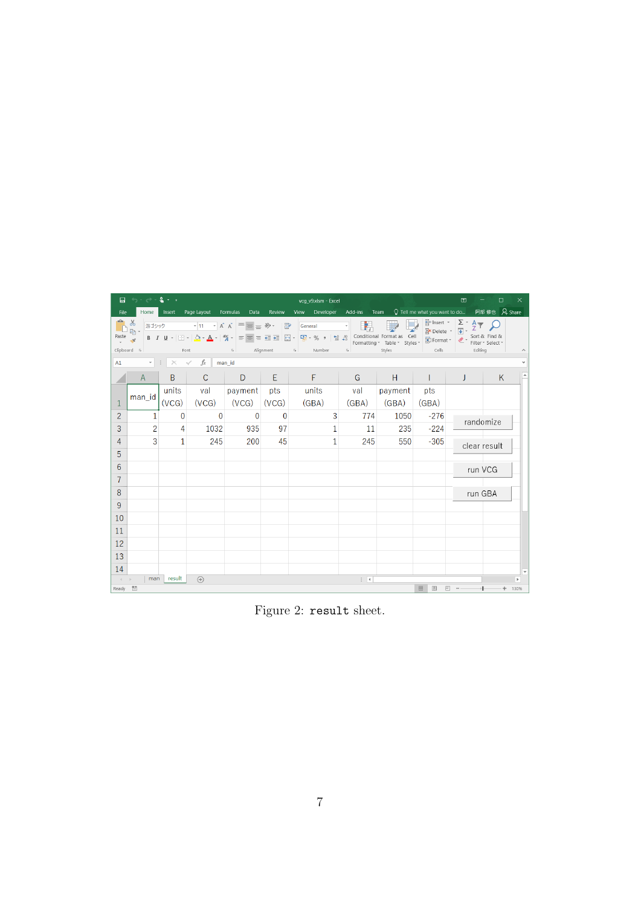| man_id | units (VCG) | val (VCG) | payment (VCG) | pts (VCG) | units (GBA) | val (GBA) | payment (GBA) | pts (GBA) |
|---|---|---|---|---|---|---|---|---|
| 1 | 0 | 0 | 0 | 0 | 3 | 774 | 1050 | -276 |
| 2 | 4 | 1032 | 935 | 97 | 1 | 11 | 235 | -224 |
| 3 | 1 | 245 | 200 | 45 | 1 | 245 | 550 | -305 |

randomize

clear result

run VCG

run GBA

Figure 2: `result` sheet.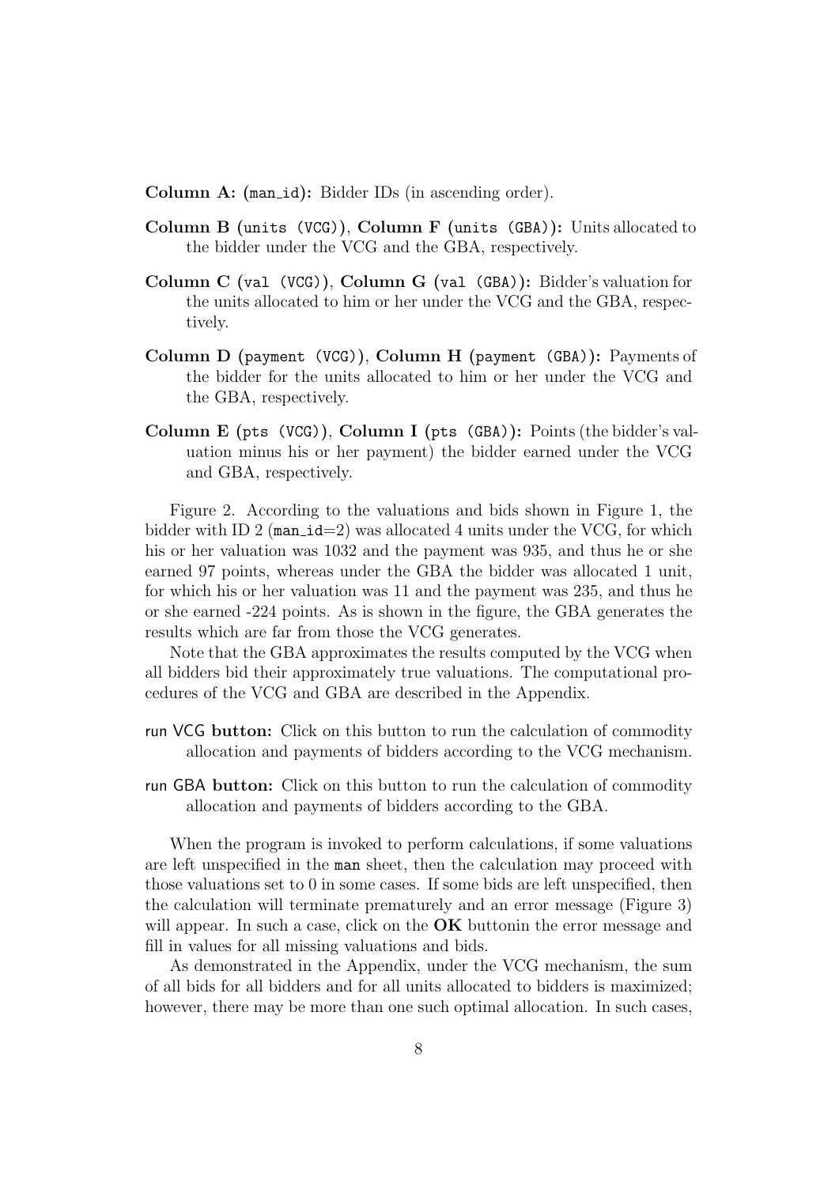**Column A: (`man_id`):** Bidder IDs (in ascending order).

**Column B (`units (VCG)`), Column F (`units (GBA)`):** Units allocated to the bidder under the VCG and the GBA, respectively.

**Column C (`val (VCG)`), Column G (`val (GBA)`):** Bidder's valuation for the units allocated to him or her under the VCG and the GBA, respectively.

**Column D (`payment (VCG)`), Column H (`payment (GBA)`):** Payments of the bidder for the units allocated to him or her under the VCG and the GBA, respectively.

**Column E (`pts (VCG)`), Column I (`pts (GBA)`):** Points (the bidder's valuation minus his or her payment) the bidder earned under the VCG and GBA, respectively.

Figure 2. According to the valuations and bids shown in Figure 1, the bidder with ID 2 (`man_id`=2) was allocated 4 units under the VCG, for which his or her valuation was 1032 and the payment was 935, and thus he or she earned 97 points, whereas under the GBA the bidder was allocated 1 unit, for which his or her valuation was 11 and the payment was 235, and thus he or she earned -224 points. As is shown in the figure, the GBA generates the results which are far from those the VCG generates.

Note that the GBA approximates the results computed by the VCG when all bidders bid their approximately true valuations. The computational procedures of the VCG and GBA are described in the Appendix.

**run VCG button:** Click on this button to run the calculation of commodity allocation and payments of bidders according to the VCG mechanism.

**run GBA button:** Click on this button to run the calculation of commodity allocation and payments of bidders according to the GBA.

When the program is invoked to perform calculations, if some valuations are left unspecified in the `man` sheet, then the calculation may proceed with those valuations set to 0 in some cases. If some bids are left unspecified, then the calculation will terminate prematurely and an error message (Figure 3) will appear. In such a case, click on the **OK** buttonin the error message and fill in values for all missing valuations and bids.

As demonstrated in the Appendix, under the VCG mechanism, the sum of all bids for all bidders and for all units allocated to bidders is maximized; however, there may be more than one such optimal allocation. In such cases,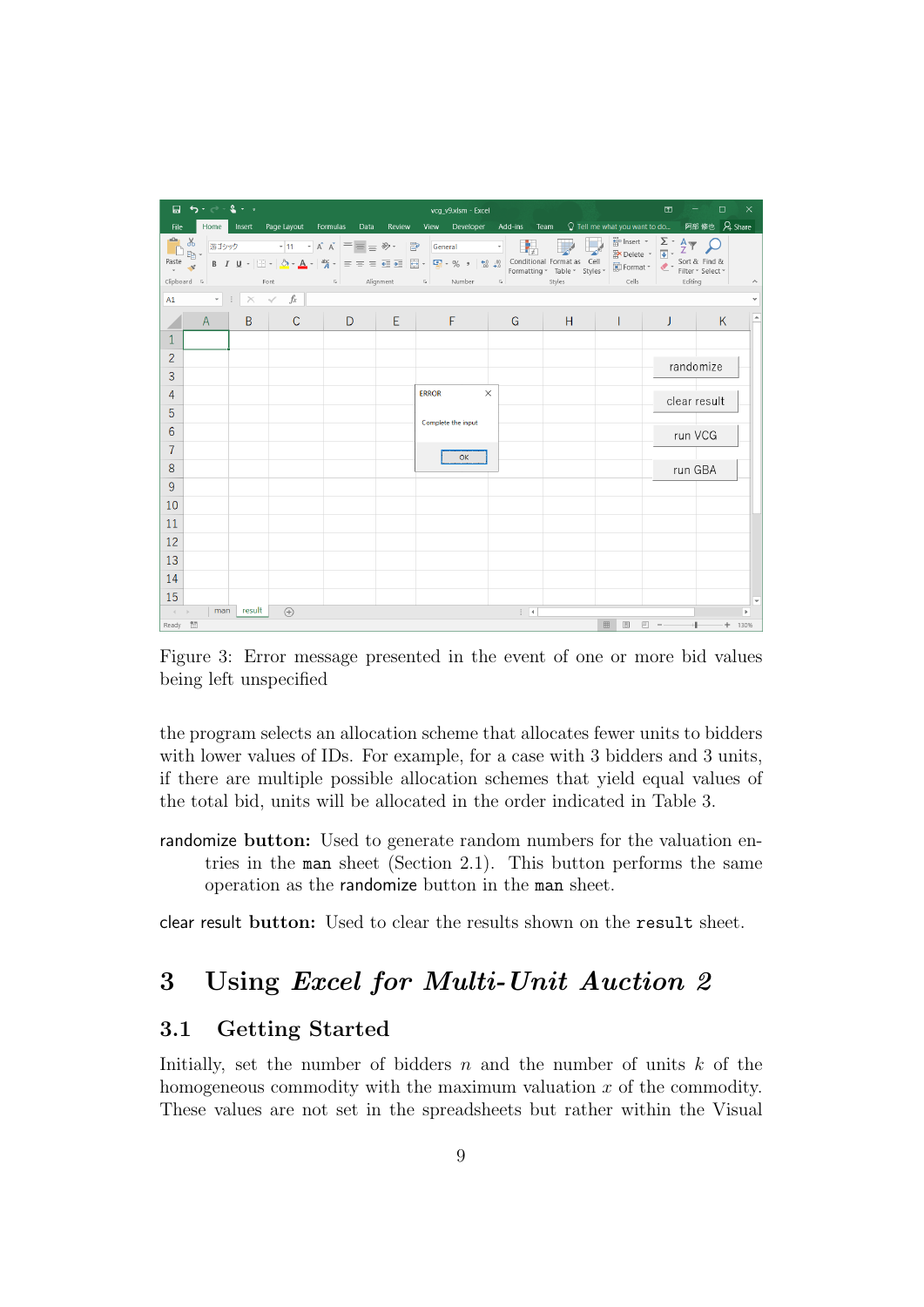Figure 3: Error message presented in the event of one or more bid values being left unspecified

the program selects an allocation scheme that allocates fewer units to bidders with lower values of IDs. For example, for a case with 3 bidders and 3 units, if there are multiple possible allocation schemes that yield equal values of the total bid, units will be allocated in the order indicated in Table 3.

**randomize button:** Used to generate random numbers for the valuation entries in the `man` sheet (Section 2.1). This button performs the same operation as the randomize button in the `man` sheet.

**clear result button:** Used to clear the results shown on the `result` sheet.

# 3 Using *Excel for Multi-Unit Auction 2*

## 3.1 Getting Started

Initially, set the number of bidders $n$ and the number of units $k$ of the homogeneous commodity with the maximum valuation $x$ of the commodity. These values are not set in the spreadsheets but rather within the Visual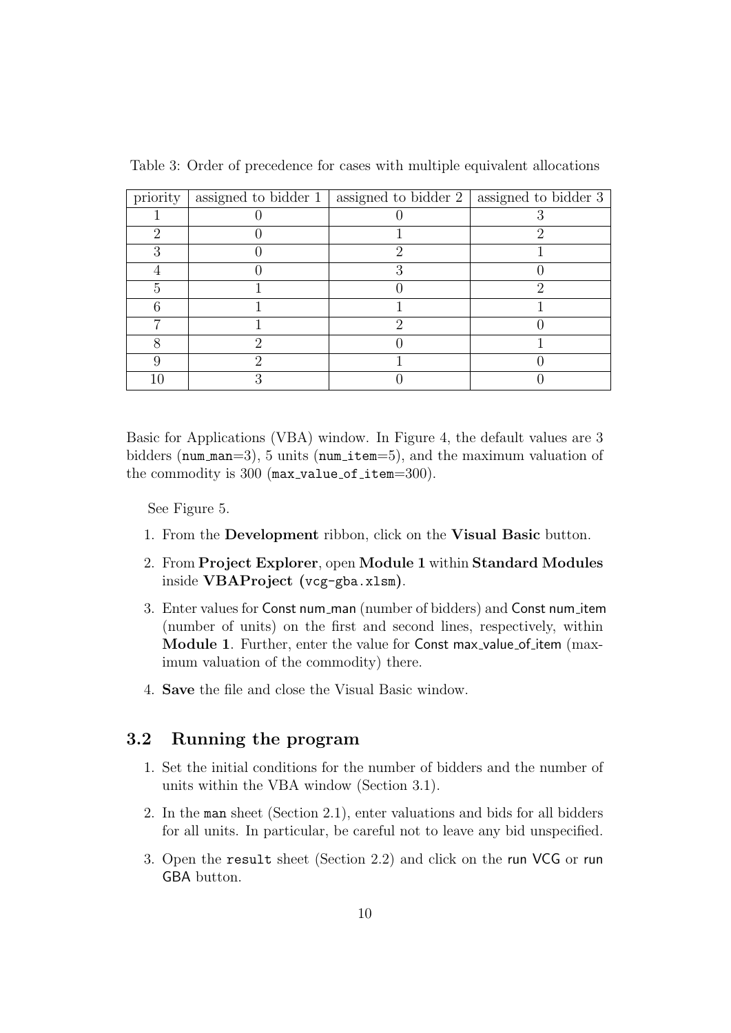Table 3: Order of precedence for cases with multiple equivalent allocations

| priority | assigned to bidder 1 | assigned to bidder 2 | assigned to bidder 3 |
|---|---|---|---|
| 1 | 0 | 0 | 3 |
| 2 | 0 | 1 | 2 |
| 3 | 0 | 2 | 1 |
| 4 | 0 | 3 | 0 |
| 5 | 1 | 0 | 2 |
| 6 | 1 | 1 | 1 |
| 7 | 1 | 2 | 0 |
| 8 | 2 | 0 | 1 |
| 9 | 2 | 1 | 0 |
| 10 | 3 | 0 | 0 |

Basic for Applications (VBA) window. In Figure 4, the default values are 3 bidders (num_man=3), 5 units (num_item=5), and the maximum valuation of the commodity is 300 (max_value_of_item=300).

See Figure 5.

1. From the **Development** ribbon, click on the **Visual Basic** button.
2. From **Project Explorer**, open **Module 1** within **Standard Modules** inside **VBAProject (**vcg-gba.xlsm**)**.
3. Enter values for Const num_man (number of bidders) and Const num_item (number of units) on the first and second lines, respectively, within **Module 1**. Further, enter the value for Const max_value_of_item (maximum valuation of the commodity) there.
4. **Save** the file and close the Visual Basic window.

## 3.2 Running the program

1. Set the initial conditions for the number of bidders and the number of units within the VBA window (Section 3.1).
2. In the man sheet (Section 2.1), enter valuations and bids for all bidders for all units. In particular, be careful not to leave any bid unspecified.
3. Open the result sheet (Section 2.2) and click on the run VCG or run GBA button.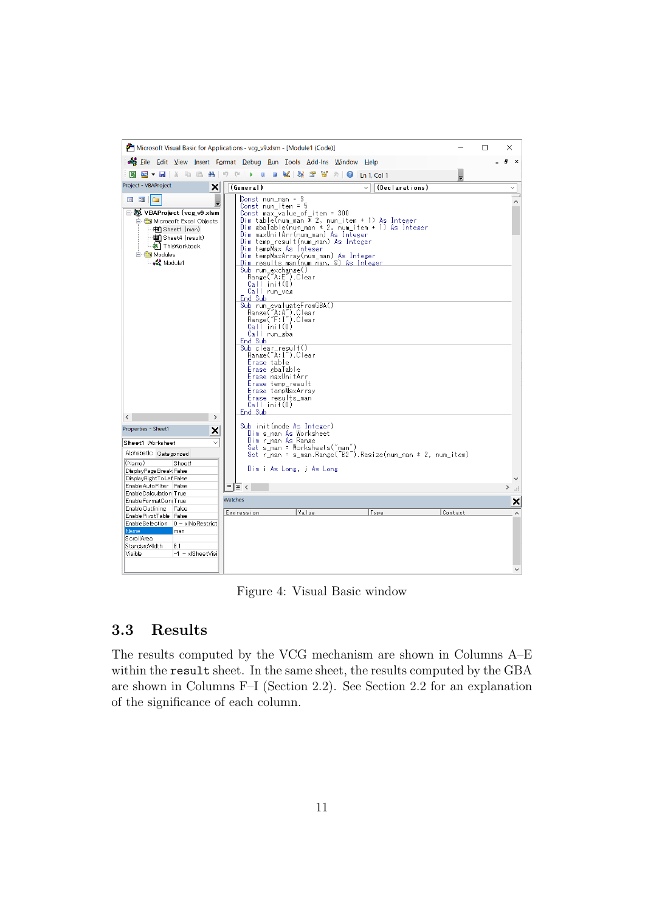Figure 4: Visual Basic window

## 3.3 Results

The results computed by the VCG mechanism are shown in Columns A–E within the `result` sheet. In the same sheet, the results computed by the GBA are shown in Columns F–I (Section 2.2). See Section 2.2 for an explanation of the significance of each column.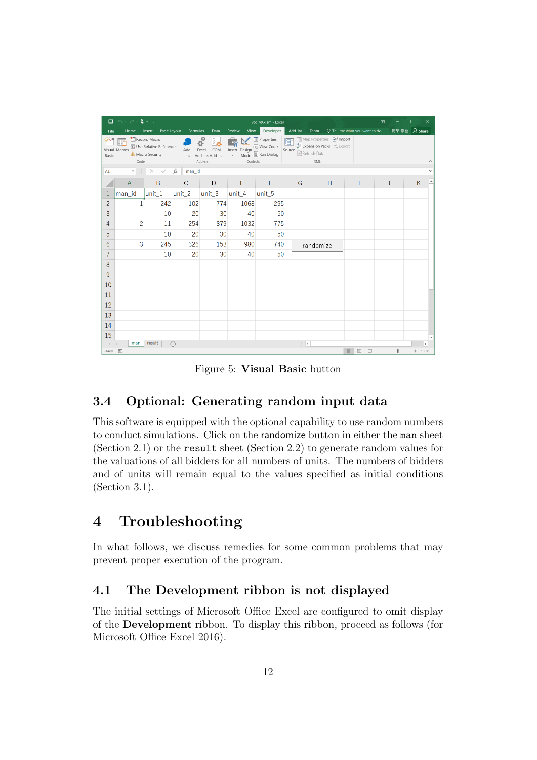Figure 5: **Visual Basic** button

## 3.4 Optional: Generating random input data

This software is equipped with the optional capability to use random numbers to conduct simulations. Click on the `randomize` button in either the `man` sheet (Section 2.1) or the `result` sheet (Section 2.2) to generate random values for the valuations of all bidders for all numbers of units. The numbers of bidders and of units will remain equal to the values specified as initial conditions (Section 3.1).

# 4 Troubleshooting

In what follows, we discuss remedies for some common problems that may prevent proper execution of the program.

## 4.1 The Development ribbon is not displayed

The initial settings of Microsoft Office Excel are configured to omit display of the **Development** ribbon. To display this ribbon, proceed as follows (for Microsoft Office Excel 2016).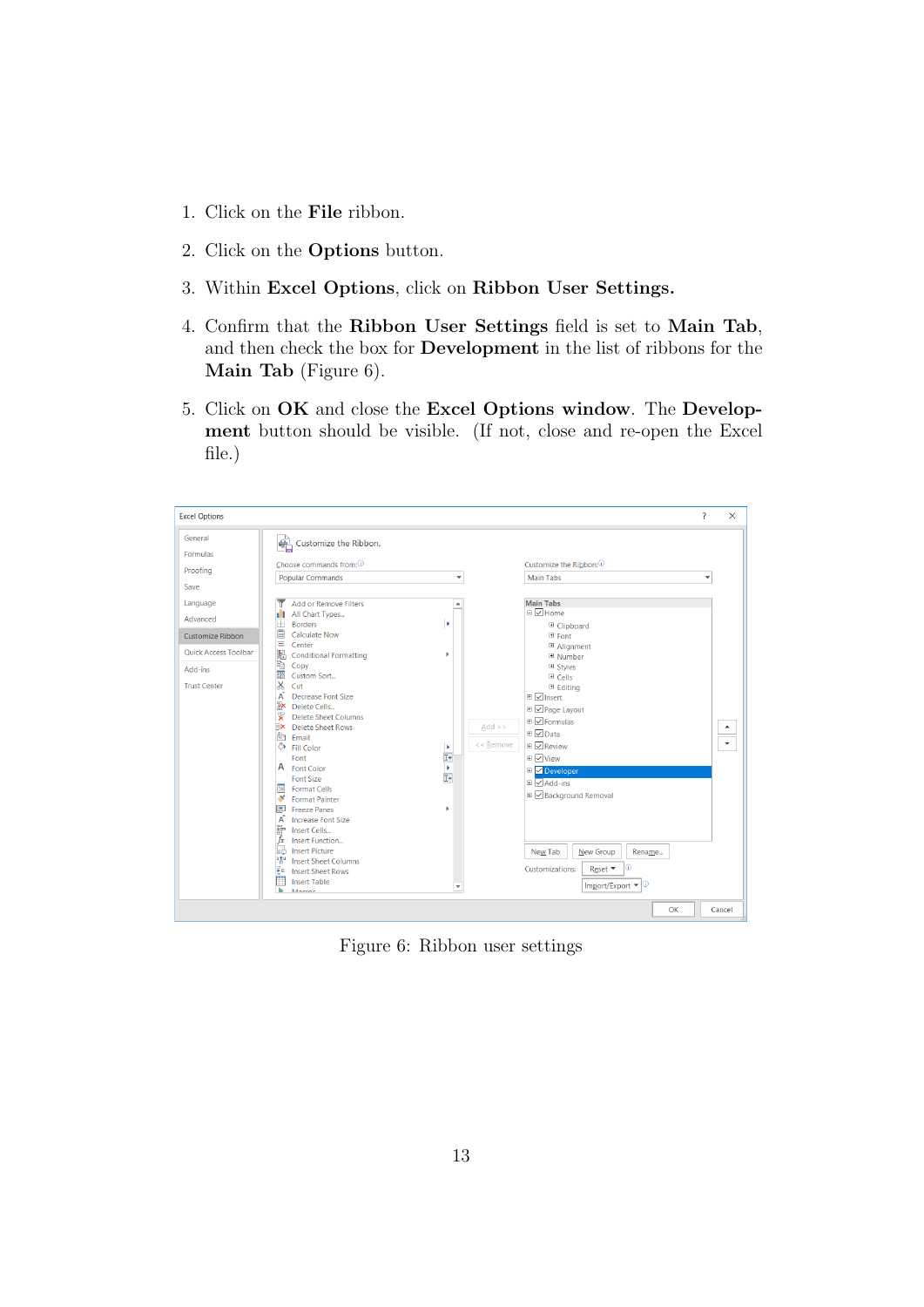1. Click on the **File** ribbon.
2. Click on the **Options** button.
3. Within **Excel Options**, click on **Ribbon User Settings.**
4. Confirm that the **Ribbon User Settings** field is set to **Main Tab**, and then check the box for **Development** in the list of ribbons for the **Main Tab** (Figure 6).
5. Click on **OK** and close the **Excel Options window**. The **Development** button should be visible. (If not, close and re-open the Excel file.)

Figure 6: Ribbon user settings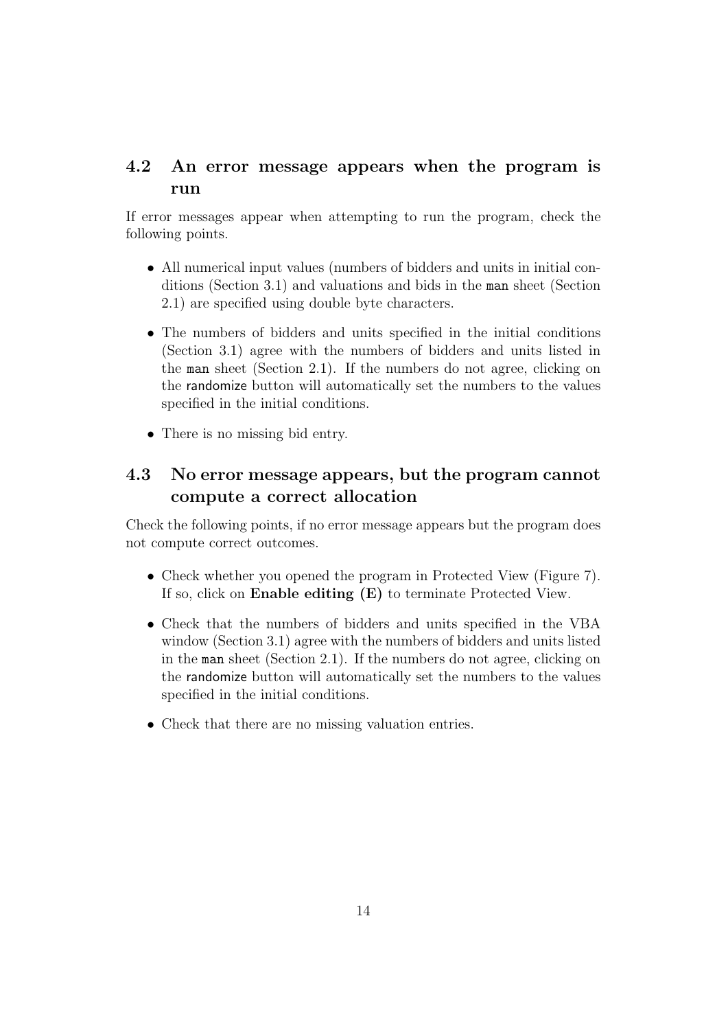## 4.2 An error message appears when the program is run

If error messages appear when attempting to run the program, check the following points.

- All numerical input values (numbers of bidders and units in initial conditions (Section 3.1) and valuations and bids in the `man` sheet (Section 2.1) are specified using double byte characters.
- The numbers of bidders and units specified in the initial conditions (Section 3.1) agree with the numbers of bidders and units listed in the `man` sheet (Section 2.1). If the numbers do not agree, clicking on the randomize button will automatically set the numbers to the values specified in the initial conditions.
- There is no missing bid entry.

## 4.3 No error message appears, but the program cannot compute a correct allocation

Check the following points, if no error message appears but the program does not compute correct outcomes.

- Check whether you opened the program in Protected View (Figure 7). If so, click on **Enable editing (E)** to terminate Protected View.
- Check that the numbers of bidders and units specified in the VBA window (Section 3.1) agree with the numbers of bidders and units listed in the `man` sheet (Section 2.1). If the numbers do not agree, clicking on the randomize button will automatically set the numbers to the values specified in the initial conditions.
- Check that there are no missing valuation entries.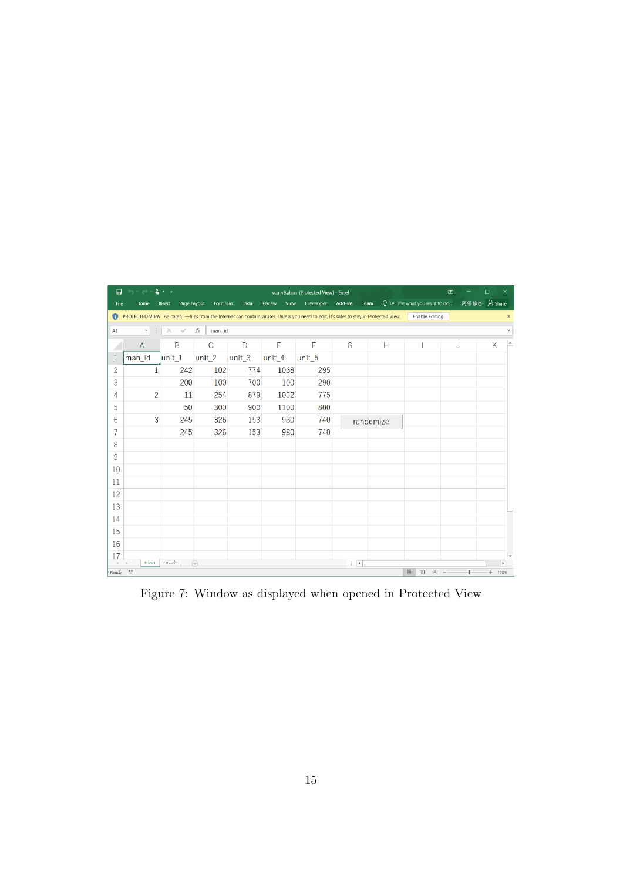Figure 7: Window as displayed when opened in Protected View